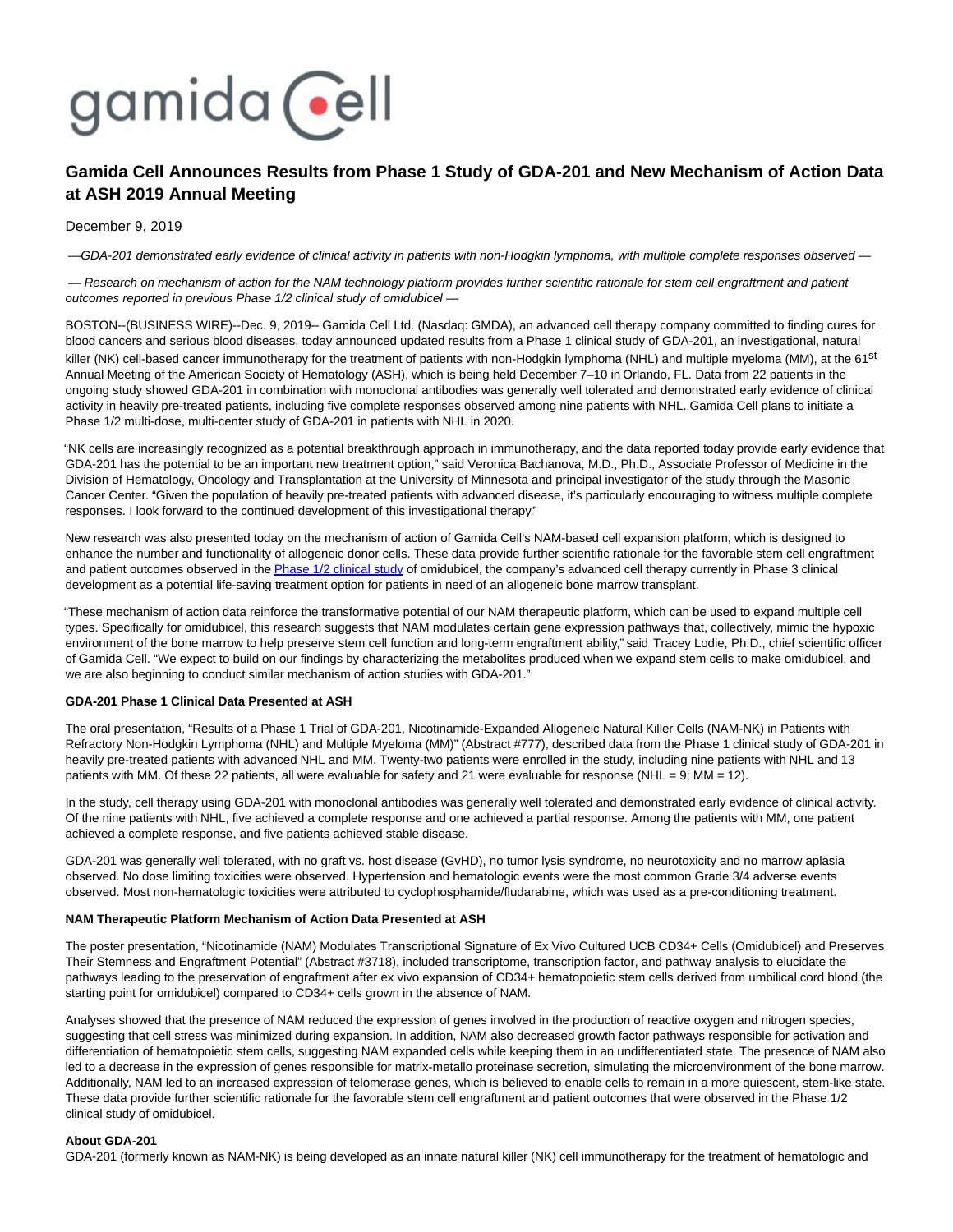gamida cell

# Gamida Cell Announces Results from Phase 1 Study of GDA-201 and New Mechanism of Action Data at ASH 2019 Annual Meeting

December 9, 2019

*—GDA-201 demonstrated early evidence of clinical activity in patients with non-Hodgkin lymphoma, with multiple complete responses observed —*

*— Research on mechanism of action for the NAM technology platform provides further scientific rationale for stem cell engraftment and patient outcomes reported in previous Phase 1/2 clinical study of omidubicel —*

BOSTON--(BUSINESS WIRE)--Dec. 9, 2019-- Gamida Cell Ltd. (Nasdaq: GMDA), an advanced cell therapy company committed to finding cures for blood cancers and serious blood diseases, today announced updated results from a Phase 1 clinical study of GDA-201, an investigational, natural killer (NK) cell-based cancer immunotherapy for the treatment of patients with non-Hodgkin lymphoma (NHL) and multiple myeloma (MM), at the 61st Annual Meeting of the American Society of Hematology (ASH), which is being held December 7–10 in Orlando, FL. Data from 22 patients in the ongoing study showed GDA-201 in combination with monoclonal antibodies was generally well tolerated and demonstrated early evidence of clinical activity in heavily pre-treated patients, including five complete responses observed among nine patients with NHL. Gamida Cell plans to initiate a Phase 1/2 multi-dose, multi-center study of GDA-201 in patients with NHL in 2020.

"NK cells are increasingly recognized as a potential breakthrough approach in immunotherapy, and the data reported today provide early evidence that GDA-201 has the potential to be an important new treatment option," said Veronica Bachanova, M.D., Ph.D., Associate Professor of Medicine in the Division of Hematology, Oncology and Transplantation at the University of Minnesota and principal investigator of the study through the Masonic Cancer Center. "Given the population of heavily pre-treated patients with advanced disease, it's particularly encouraging to witness multiple complete responses. I look forward to the continued development of this investigational therapy."

New research was also presented today on the mechanism of action of Gamida Cell's NAM-based cell expansion platform, which is designed to enhance the number and functionality of allogeneic donor cells. These data provide further scientific rationale for the favorable stem cell engraftment and patient outcomes observed in the Phase 1/2 clinical study of omidubicel, the company's advanced cell therapy currently in Phase 3 clinical development as a potential life-saving treatment option for patients in need of an allogeneic bone marrow transplant.

"These mechanism of action data reinforce the transformative potential of our NAM therapeutic platform, which can be used to expand multiple cell types. Specifically for omidubicel, this research suggests that NAM modulates certain gene expression pathways that, collectively, mimic the hypoxic environment of the bone marrow to help preserve stem cell function and long-term engraftment ability," said Tracey Lodie, Ph.D., chief scientific officer of Gamida Cell. "We expect to build on our findings by characterizing the metabolites produced when we expand stem cells to make omidubicel, and we are also beginning to conduct similar mechanism of action studies with GDA-201."

**GDA-201 Phase 1 Clinical Data Presented at ASH**

The oral presentation, "Results of a Phase 1 Trial of GDA-201, Nicotinamide-Expanded Allogeneic Natural Killer Cells (NAM-NK) in Patients with Refractory Non-Hodgkin Lymphoma (NHL) and Multiple Myeloma (MM)" (Abstract #777), described data from the Phase 1 clinical study of GDA-201 in heavily pre-treated patients with advanced NHL and MM. Twenty-two patients were enrolled in the study, including nine patients with NHL and 13 patients with MM. Of these 22 patients, all were evaluable for safety and 21 were evaluable for response (NHL = 9; MM = 12).

In the study, cell therapy using GDA-201 with monoclonal antibodies was generally well tolerated and demonstrated early evidence of clinical activity. Of the nine patients with NHL, five achieved a complete response and one achieved a partial response. Among the patients with MM, one patient achieved a complete response, and five patients achieved stable disease.

GDA-201 was generally well tolerated, with no graft vs. host disease (GvHD), no tumor lysis syndrome, no neurotoxicity and no marrow aplasia observed. No dose limiting toxicities were observed. Hypertension and hematologic events were the most common Grade 3/4 adverse events observed. Most non-hematologic toxicities were attributed to cyclophosphamide/fludarabine, which was used as a pre-conditioning treatment.

**NAM Therapeutic Platform Mechanism of Action Data Presented at ASH**

The poster presentation, "Nicotinamide (NAM) Modulates Transcriptional Signature of Ex Vivo Cultured UCB CD34+ Cells (Omidubicel) and Preserves Their Stemness and Engraftment Potential" (Abstract #3718), included transcriptome, transcription factor, and pathway analysis to elucidate the pathways leading to the preservation of engraftment after ex vivo expansion of CD34+ hematopoietic stem cells derived from umbilical cord blood (the starting point for omidubicel) compared to CD34+ cells grown in the absence of NAM.

Analyses showed that the presence of NAM reduced the expression of genes involved in the production of reactive oxygen and nitrogen species, suggesting that cell stress was minimized during expansion. In addition, NAM also decreased growth factor pathways responsible for activation and differentiation of hematopoietic stem cells, suggesting NAM expanded cells while keeping them in an undifferentiated state. The presence of NAM also led to a decrease in the expression of genes responsible for matrix-metallo proteinase secretion, simulating the microenvironment of the bone marrow. Additionally, NAM led to an increased expression of telomerase genes, which is believed to enable cells to remain in a more quiescent, stem-like state. These data provide further scientific rationale for the favorable stem cell engraftment and patient outcomes that were observed in the Phase 1/2 clinical study of omidubicel.

**About GDA-201**

GDA-201 (formerly known as NAM-NK) is being developed as an innate natural killer (NK) cell immunotherapy for the treatment of hematologic and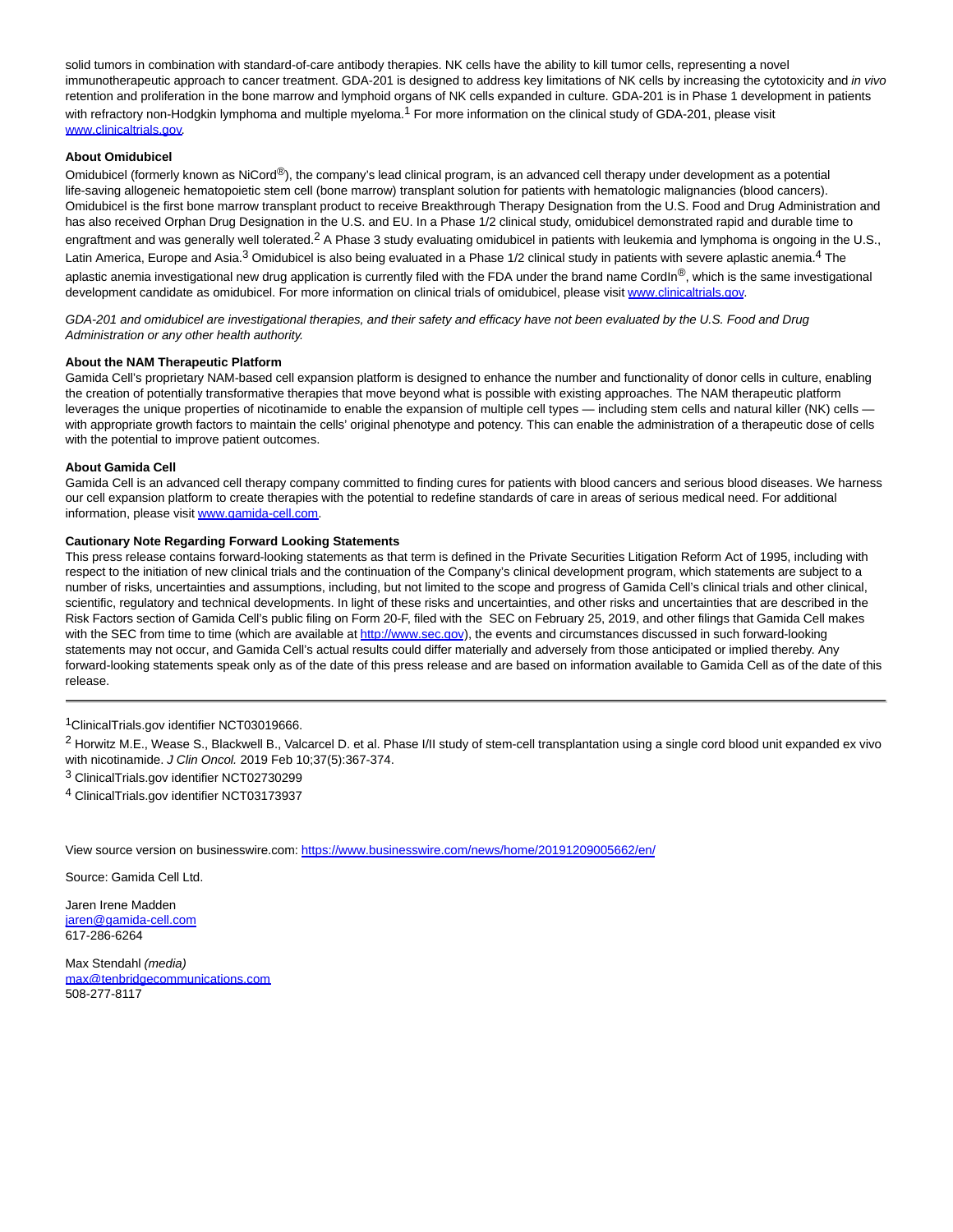solid tumors in combination with standard-of-care antibody therapies. NK cells have the ability to kill tumor cells, representing a novel immunotherapeutic approach to cancer treatment. GDA-201 is designed to address key limitations of NK cells by increasing the cytotoxicity and *in vivo* retention and proliferation in the bone marrow and lymphoid organs of NK cells expanded in culture. GDA-201 is in Phase 1 development in patients with refractory non-Hodgkin lymphoma and multiple myeloma.[1] For more information on the clinical study of GDA-201, please visit [www.clinicaltrials.gov](http://www.clinicaltrials.gov).

**About Omidubicel**

Omidubicel (formerly known as NiCord®), the company's lead clinical program, is an advanced cell therapy under development as a potential life-saving allogeneic hematopoietic stem cell (bone marrow) transplant solution for patients with hematologic malignancies (blood cancers). Omidubicel is the first bone marrow transplant product to receive Breakthrough Therapy Designation from the U.S. Food and Drug Administration and has also received Orphan Drug Designation in the U.S. and EU. In a Phase 1/2 clinical study, omidubicel demonstrated rapid and durable time to engraftment and was generally well tolerated.[2] A Phase 3 study evaluating omidubicel in patients with leukemia and lymphoma is ongoing in the U.S., Latin America, Europe and Asia.[3] Omidubicel is also being evaluated in a Phase 1/2 clinical study in patients with severe aplastic anemia.[4] The aplastic anemia investigational new drug application is currently filed with the FDA under the brand name CordIn®, which is the same investigational development candidate as omidubicel. For more information on clinical trials of omidubicel, please visit [www.clinicaltrials.gov](http://www.clinicaltrials.gov).

*GDA-201 and omidubicel are investigational therapies, and their safety and efficacy have not been evaluated by the U.S. Food and Drug Administration or any other health authority.*

**About the NAM Therapeutic Platform**

Gamida Cell's proprietary NAM-based cell expansion platform is designed to enhance the number and functionality of donor cells in culture, enabling the creation of potentially transformative therapies that move beyond what is possible with existing approaches. The NAM therapeutic platform leverages the unique properties of nicotinamide to enable the expansion of multiple cell types — including stem cells and natural killer (NK) cells — with appropriate growth factors to maintain the cells' original phenotype and potency. This can enable the administration of a therapeutic dose of cells with the potential to improve patient outcomes.

**About Gamida Cell**

Gamida Cell is an advanced cell therapy company committed to finding cures for patients with blood cancers and serious blood diseases. We harness our cell expansion platform to create therapies with the potential to redefine standards of care in areas of serious medical need. For additional information, please visit [www.gamida-cell.com](http://www.gamida-cell.com).

**Cautionary Note Regarding Forward Looking Statements**

This press release contains forward-looking statements as that term is defined in the Private Securities Litigation Reform Act of 1995, including with respect to the initiation of new clinical trials and the continuation of the Company's clinical development program, which statements are subject to a number of risks, uncertainties and assumptions, including, but not limited to the scope and progress of Gamida Cell's clinical trials and other clinical, scientific, regulatory and technical developments. In light of these risks and uncertainties, and other risks and uncertainties that are described in the Risk Factors section of Gamida Cell's public filing on Form 20-F, filed with the SEC on February 25, 2019, and other filings that Gamida Cell makes with the SEC from time to time (which are available at [http://www.sec.gov](http://www.sec.gov)), the events and circumstances discussed in such forward-looking statements may not occur, and Gamida Cell's actual results could differ materially and adversely from those anticipated or implied thereby. Any forward-looking statements speak only as of the date of this press release and are based on information available to Gamida Cell as of the date of this release.

---

[1] ClinicalTrials.gov identifier NCT03019666.

[2] Horwitz M.E., Wease S., Blackwell B., Valcarcel D. et al. Phase I/II study of stem-cell transplantation using a single cord blood unit expanded ex vivo with nicotinamide. *J Clin Oncol.* 2019 Feb 10;37(5):367-374.

[3] ClinicalTrials.gov identifier NCT02730299

[4] ClinicalTrials.gov identifier NCT03173937

View source version on businesswire.com: [https://www.businesswire.com/news/home/20191209005662/en/](https://www.businesswire.com/news/home/20191209005662/en/)

Source: Gamida Cell Ltd.

Jaren Irene Madden
[jaren@gamida-cell.com](mailto:jaren@gamida-cell.com)
617-286-6264

Max Stendahl *(media)*
[max@tenbridgecommunications.com](mailto:max@tenbridgecommunications.com)
508-277-8117